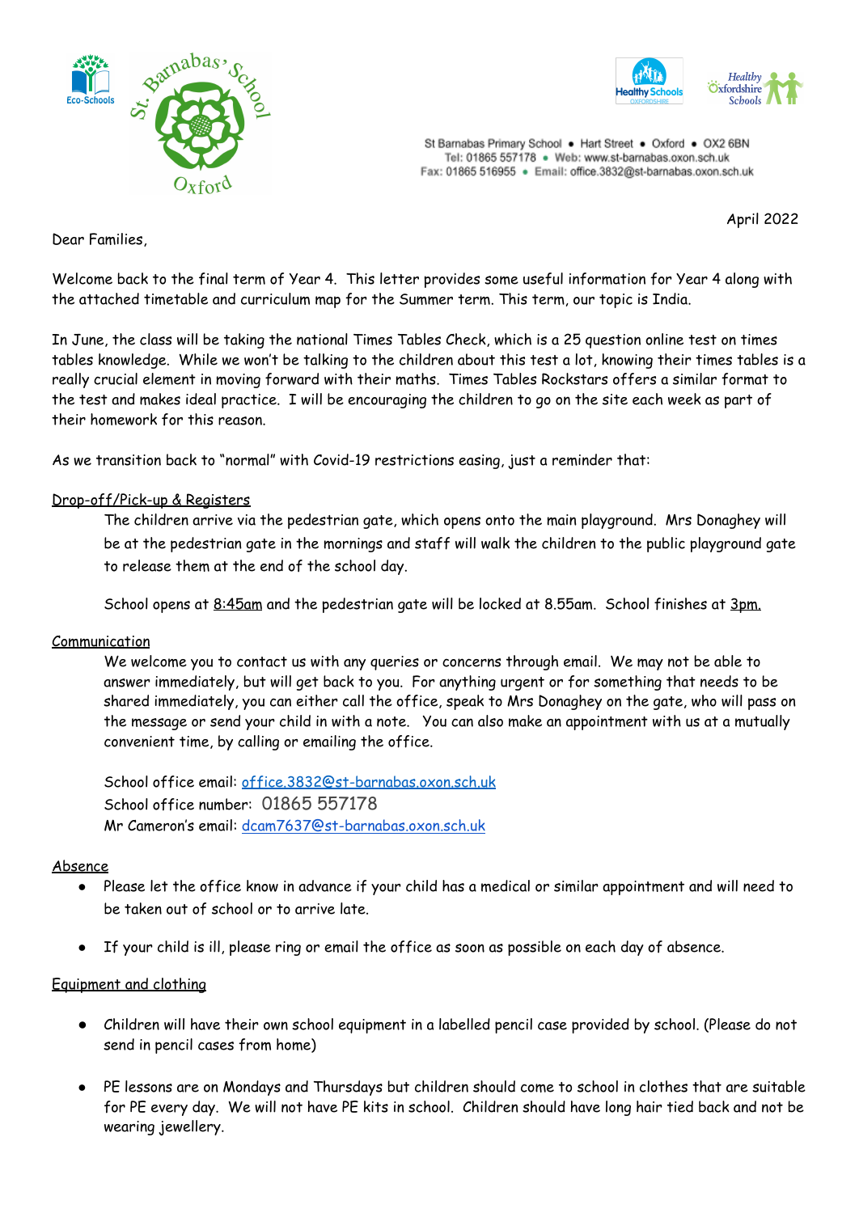St Barnabas Primary School • Hart Street • Oxford • OX2 6BN
Tel: 01865 557178 • Web: www.st-barnabas.oxon.sch.uk
Fax: 01865 516955 • Email: office.3832@st-barnabas.oxon.sch.uk

April 2022

Dear Families,

Welcome back to the final term of Year 4. This letter provides some useful information for Year 4 along with the attached timetable and curriculum map for the Summer term. This term, our topic is India.

In June, the class will be taking the national Times Tables Check, which is a 25 question online test on times tables knowledge. While we won't be talking to the children about this test a lot, knowing their times tables is a really crucial element in moving forward with their maths. Times Tables Rockstars offers a similar format to the test and makes ideal practice. I will be encouraging the children to go on the site each week as part of their homework for this reason.

As we transition back to "normal" with Covid-19 restrictions easing, just a reminder that:

<u>Drop-off/Pick-up & Registers</u>

The children arrive via the pedestrian gate, which opens onto the main playground. Mrs Donaghey will be at the pedestrian gate in the mornings and staff will walk the children to the public playground gate to release them at the end of the school day.

School opens at <u>8:45am</u> and the pedestrian gate will be locked at 8.55am. School finishes at <u>3pm.</u>

<u>Communication</u>

We welcome you to contact us with any queries or concerns through email. We may not be able to answer immediately, but will get back to you. For anything urgent or for something that needs to be shared immediately, you can either call the office, speak to Mrs Donaghey on the gate, who will pass on the message or send your child in with a note. You can also make an appointment with us at a mutually convenient time, by calling or emailing the office.

School office email: office.3832@st-barnabas.oxon.sch.uk
School office number: 01865 557178
Mr Cameron's email: dcam7637@st-barnabas.oxon.sch.uk

<u>Absence</u>

- Please let the office know in advance if your child has a medical or similar appointment and will need to be taken out of school or to arrive late.
- If your child is ill, please ring or email the office as soon as possible on each day of absence.

<u>Equipment and clothing</u>

- Children will have their own school equipment in a labelled pencil case provided by school. (Please do not send in pencil cases from home)
- PE lessons are on Mondays and Thursdays but children should come to school in clothes that are suitable for PE every day. We will not have PE kits in school. Children should have long hair tied back and not be wearing jewellery.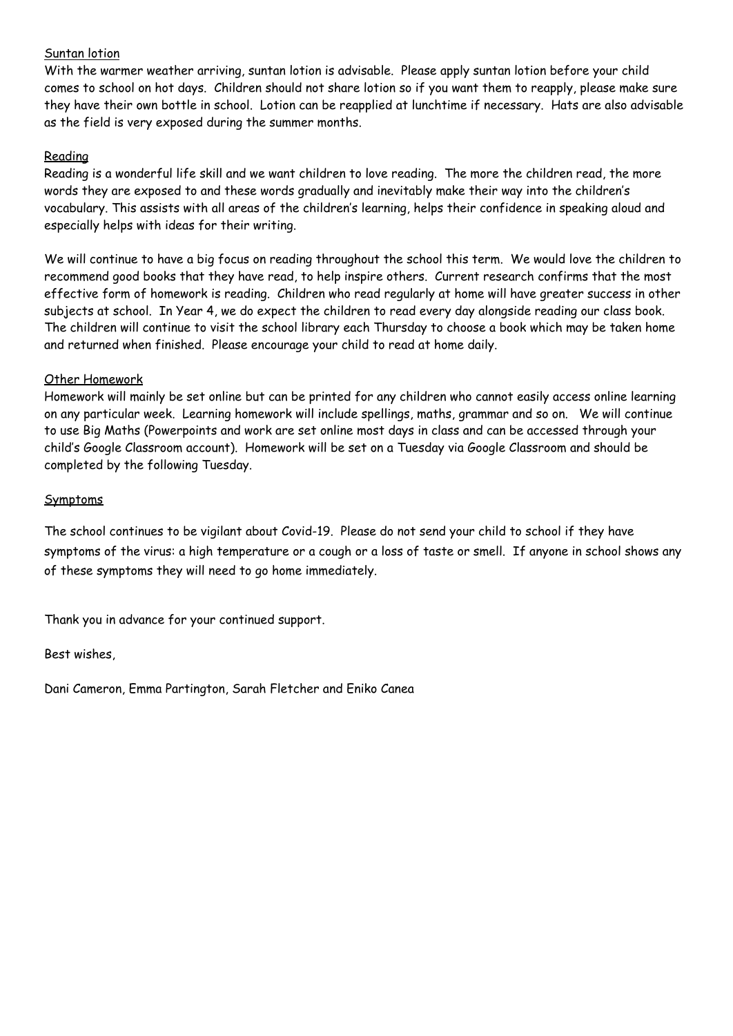Suntan lotion

With the warmer weather arriving, suntan lotion is advisable. Please apply suntan lotion before your child comes to school on hot days. Children should not share lotion so if you want them to reapply, please make sure they have their own bottle in school. Lotion can be reapplied at lunchtime if necessary. Hats are also advisable as the field is very exposed during the summer months.

Reading

Reading is a wonderful life skill and we want children to love reading. The more the children read, the more words they are exposed to and these words gradually and inevitably make their way into the children's vocabulary. This assists with all areas of the children's learning, helps their confidence in speaking aloud and especially helps with ideas for their writing.

We will continue to have a big focus on reading throughout the school this term. We would love the children to recommend good books that they have read, to help inspire others. Current research confirms that the most effective form of homework is reading. Children who read regularly at home will have greater success in other subjects at school. In Year 4, we do expect the children to read every day alongside reading our class book. The children will continue to visit the school library each Thursday to choose a book which may be taken home and returned when finished. Please encourage your child to read at home daily.

Other Homework

Homework will mainly be set online but can be printed for any children who cannot easily access online learning on any particular week. Learning homework will include spellings, maths, grammar and so on. We will continue to use Big Maths (Powerpoints and work are set online most days in class and can be accessed through your child's Google Classroom account). Homework will be set on a Tuesday via Google Classroom and should be completed by the following Tuesday.

Symptoms

The school continues to be vigilant about Covid-19. Please do not send your child to school if they have symptoms of the virus: a high temperature or a cough or a loss of taste or smell. If anyone in school shows any of these symptoms they will need to go home immediately.

Thank you in advance for your continued support.

Best wishes,

Dani Cameron, Emma Partington, Sarah Fletcher and Eniko Canea